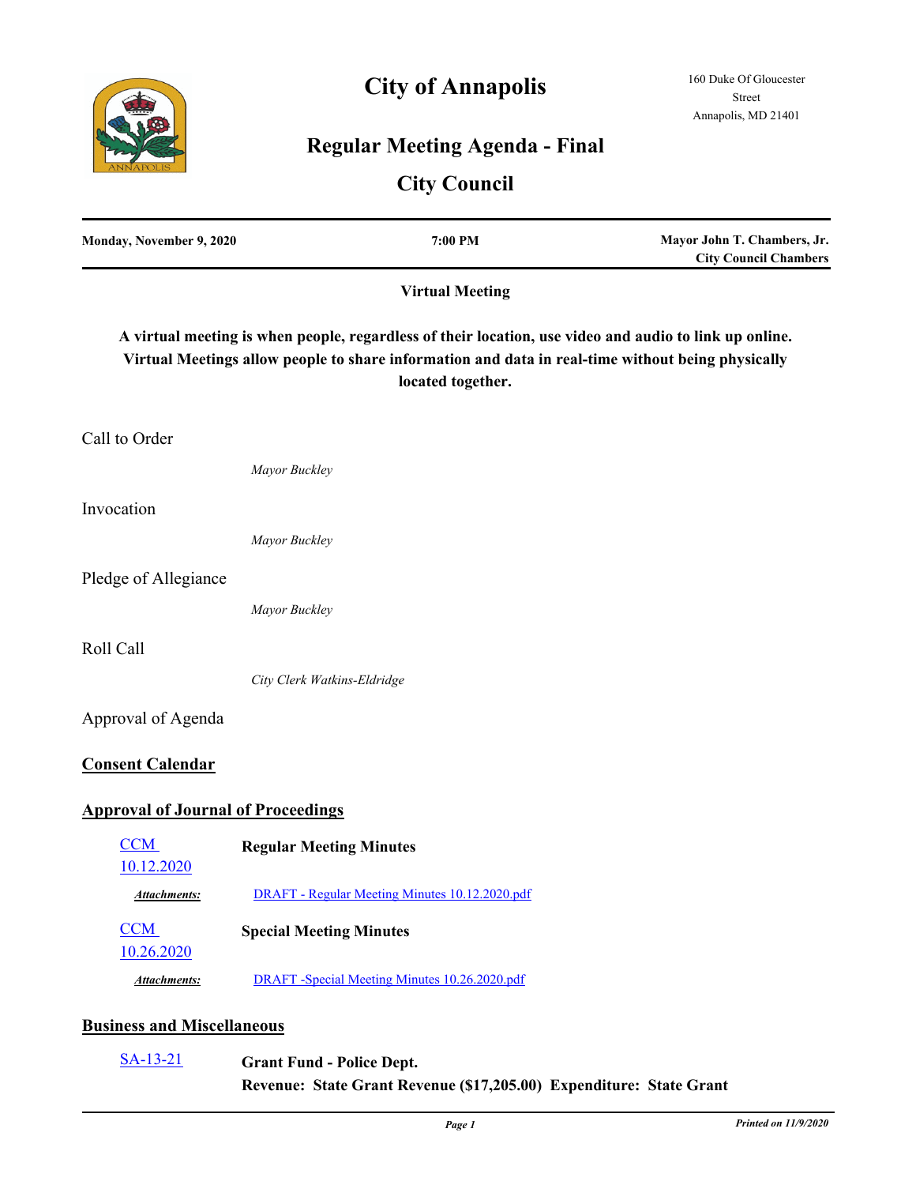# City of Annapolis

160 Duke Of Gloucester Street
Annapolis, MD 21401

## Regular Meeting Agenda - Final

## City Council

| **Monday, November 9, 2020** | **7:00 PM** | **Mayor John T. Chambers, Jr. City Council Chambers** |
|---|---|---|

**Virtual Meeting**

**A virtual meeting is when people, regardless of their location, use video and audio to link up online. Virtual Meetings allow people to share information and data in real-time without being physically located together.**

Call to Order

*Mayor Buckley*

Invocation

*Mayor Buckley*

Pledge of Allegiance

*Mayor Buckley*

Roll Call

*City Clerk Watkins-Eldridge*

Approval of Agenda

### Consent Calendar

### Approval of Journal of Proceedings

CCM 10.12.2020 — **Regular Meeting Minutes**

***Attachments:*** DRAFT - Regular Meeting Minutes 10.12.2020.pdf

CCM 10.26.2020 — **Special Meeting Minutes**

***Attachments:*** DRAFT -Special Meeting Minutes 10.26.2020.pdf

### Business and Miscellaneous

SA-13-21 — **Grant Fund - Police Dept.**
**Revenue: State Grant Revenue ($17,205.00) Expenditure: State Grant**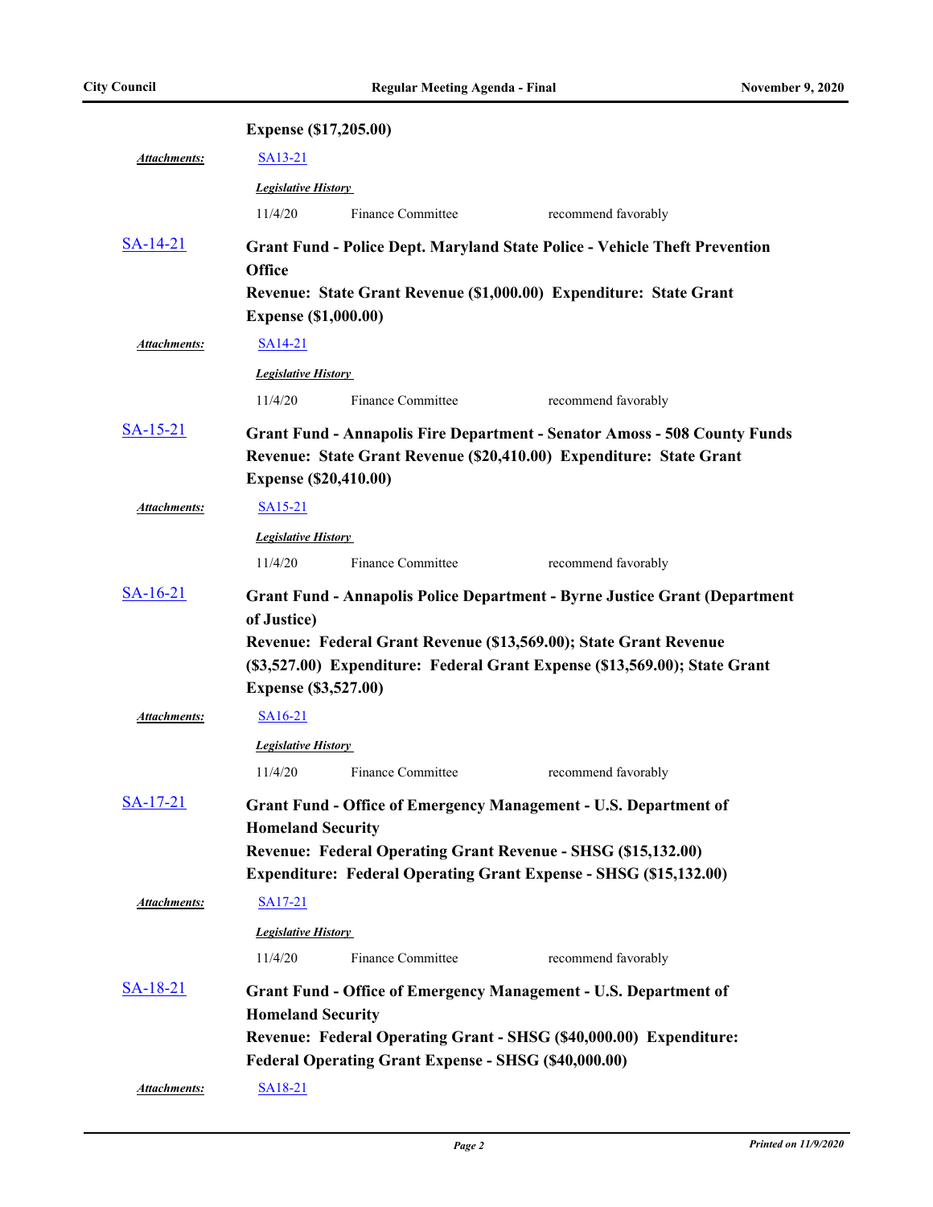**Expense ($17,205.00)**

*Attachments:* SA13-21

***Legislative History***

11/4/20 Finance Committee recommend favorably

SA-14-21

**Grant Fund - Police Dept. Maryland State Police - Vehicle Theft Prevention Office**
**Revenue: State Grant Revenue ($1,000.00) Expenditure: State Grant Expense ($1,000.00)**

*Attachments:* SA14-21

***Legislative History***

11/4/20 Finance Committee recommend favorably

SA-15-21

**Grant Fund - Annapolis Fire Department - Senator Amoss - 508 County Funds**
**Revenue: State Grant Revenue ($20,410.00) Expenditure: State Grant Expense ($20,410.00)**

*Attachments:* SA15-21

***Legislative History***

11/4/20 Finance Committee recommend favorably

SA-16-21

**Grant Fund - Annapolis Police Department - Byrne Justice Grant (Department of Justice)**
**Revenue: Federal Grant Revenue ($13,569.00); State Grant Revenue ($3,527.00) Expenditure: Federal Grant Expense ($13,569.00); State Grant Expense ($3,527.00)**

*Attachments:* SA16-21

***Legislative History***

11/4/20 Finance Committee recommend favorably

SA-17-21

**Grant Fund - Office of Emergency Management - U.S. Department of Homeland Security**
**Revenue: Federal Operating Grant Revenue - SHSG ($15,132.00)**
**Expenditure: Federal Operating Grant Expense - SHSG ($15,132.00)**

*Attachments:* SA17-21

***Legislative History***

11/4/20 Finance Committee recommend favorably

SA-18-21

**Grant Fund - Office of Emergency Management - U.S. Department of Homeland Security**
**Revenue: Federal Operating Grant - SHSG ($40,000.00) Expenditure: Federal Operating Grant Expense - SHSG ($40,000.00)**

*Attachments:* SA18-21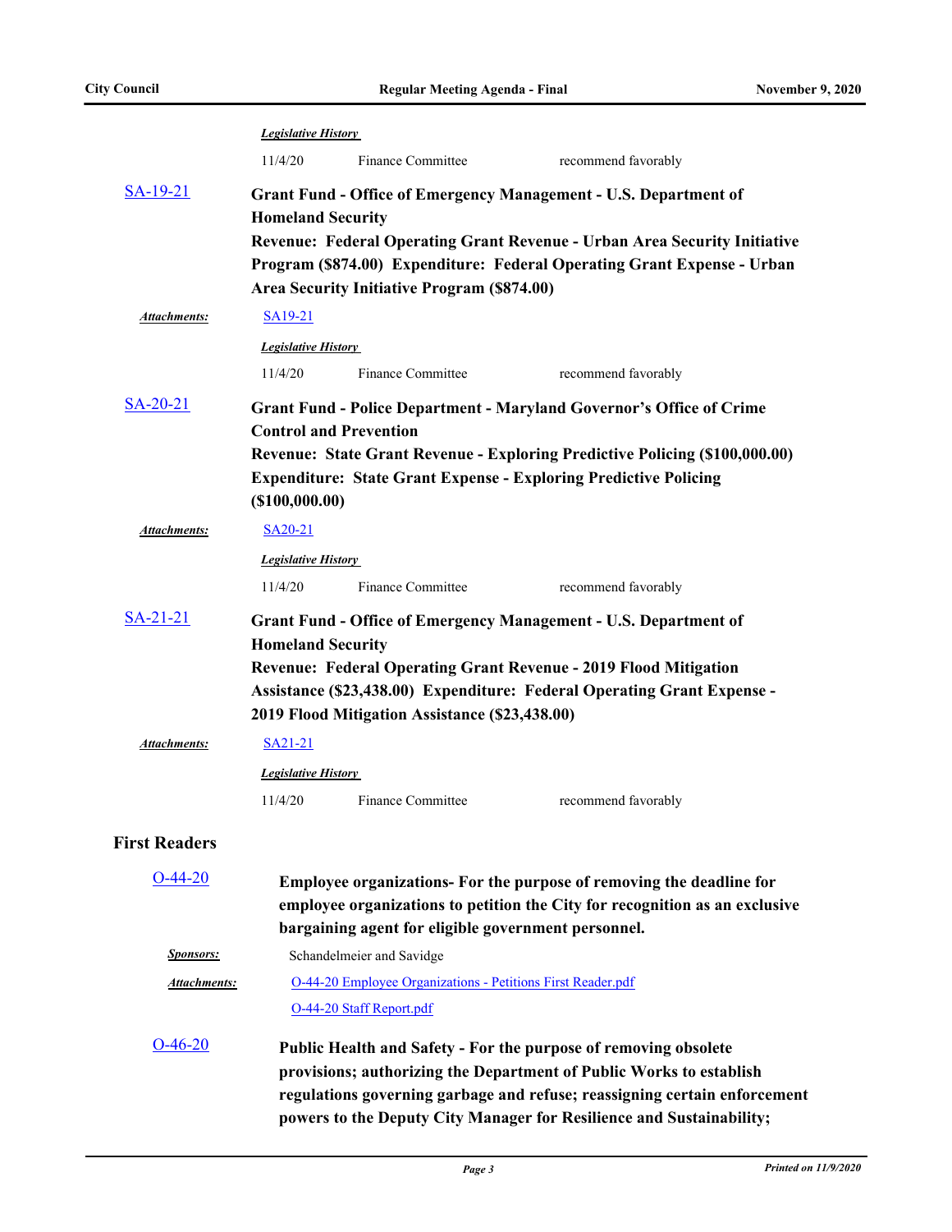*Legislative History*

| | | |
|---|---|---|
| 11/4/20 | Finance Committee | recommend favorably |

SA-19-21

**Grant Fund - Office of Emergency Management - U.S. Department of Homeland Security**
**Revenue: Federal Operating Grant Revenue - Urban Area Security Initiative Program ($874.00) Expenditure: Federal Operating Grant Expense - Urban Area Security Initiative Program ($874.00)**

***Attachments:*** SA19-21

*Legislative History*

| | | |
|---|---|---|
| 11/4/20 | Finance Committee | recommend favorably |

SA-20-21

**Grant Fund - Police Department - Maryland Governor's Office of Crime Control and Prevention**
**Revenue: State Grant Revenue - Exploring Predictive Policing ($100,000.00)**
**Expenditure: State Grant Expense - Exploring Predictive Policing ($100,000.00)**

***Attachments:*** SA20-21

*Legislative History*

| | | |
|---|---|---|
| 11/4/20 | Finance Committee | recommend favorably |

SA-21-21

**Grant Fund - Office of Emergency Management - U.S. Department of Homeland Security**
**Revenue: Federal Operating Grant Revenue - 2019 Flood Mitigation Assistance ($23,438.00) Expenditure: Federal Operating Grant Expense - 2019 Flood Mitigation Assistance ($23,438.00)**

***Attachments:*** SA21-21

*Legislative History*

| | | |
|---|---|---|
| 11/4/20 | Finance Committee | recommend favorably |

## First Readers

O-44-20

**Employee organizations- For the purpose of removing the deadline for employee organizations to petition the City for recognition as an exclusive bargaining agent for eligible government personnel.**

***Sponsors:*** Schandelmeier and Savidge

***Attachments:*** O-44-20 Employee Organizations - Petitions First Reader.pdf
O-44-20 Staff Report.pdf

O-46-20

**Public Health and Safety - For the purpose of removing obsolete provisions; authorizing the Department of Public Works to establish regulations governing garbage and refuse; reassigning certain enforcement powers to the Deputy City Manager for Resilience and Sustainability;**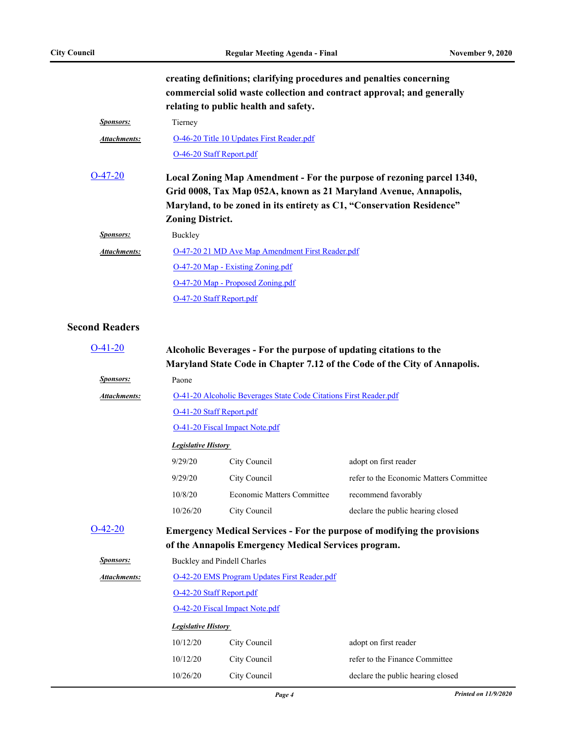**creating definitions; clarifying procedures and penalties concerning commercial solid waste collection and contract approval; and generally relating to public health and safety.**

***Sponsors:*** Tierney

***Attachments:*** O-46-20 Title 10 Updates First Reader.pdf

O-46-20 Staff Report.pdf

O-47-20 **Local Zoning Map Amendment - For the purpose of rezoning parcel 1340, Grid 0008, Tax Map 052A, known as 21 Maryland Avenue, Annapolis, Maryland, to be zoned in its entirety as C1, "Conservation Residence" Zoning District.**

***Sponsors:*** Buckley

***Attachments:*** O-47-20 21 MD Ave Map Amendment First Reader.pdf

O-47-20 Map - Existing Zoning.pdf

O-47-20 Map - Proposed Zoning.pdf

O-47-20 Staff Report.pdf

## Second Readers

O-41-20 **Alcoholic Beverages - For the purpose of updating citations to the Maryland State Code in Chapter 7.12 of the Code of the City of Annapolis.**

***Sponsors:*** Paone

***Attachments:*** O-41-20 Alcoholic Beverages State Code Citations First Reader.pdf

O-41-20 Staff Report.pdf

O-41-20 Fiscal Impact Note.pdf

***Legislative History***

| | | |
|---|---|---|
| 9/29/20 | City Council | adopt on first reader |
| 9/29/20 | City Council | refer to the Economic Matters Committee |
| 10/8/20 | Economic Matters Committee | recommend favorably |
| 10/26/20 | City Council | declare the public hearing closed |

O-42-20 **Emergency Medical Services - For the purpose of modifying the provisions of the Annapolis Emergency Medical Services program.**

***Sponsors:*** Buckley and Pindell Charles

***Attachments:*** O-42-20 EMS Program Updates First Reader.pdf

O-42-20 Staff Report.pdf

O-42-20 Fiscal Impact Note.pdf

***Legislative History***

| | | |
|---|---|---|
| 10/12/20 | City Council | adopt on first reader |
| 10/12/20 | City Council | refer to the Finance Committee |
| 10/26/20 | City Council | declare the public hearing closed |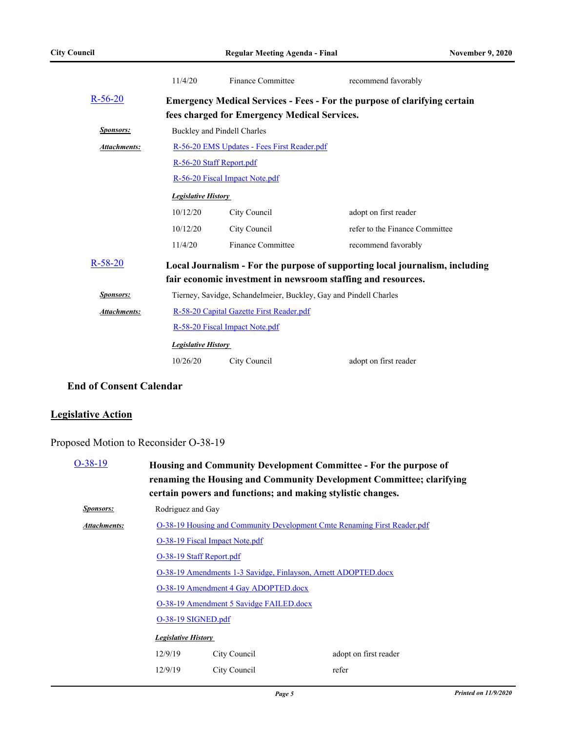| | | |
|---|---|---|
| 11/4/20 | Finance Committee | recommend favorably |

**R-56-20** **Emergency Medical Services - Fees - For the purpose of clarifying certain fees charged for Emergency Medical Services.**

***Sponsors:*** Buckley and Pindell Charles

***Attachments:*** R-56-20 EMS Updates - Fees First Reader.pdf
R-56-20 Staff Report.pdf
R-56-20 Fiscal Impact Note.pdf

***Legislative History***

| | | |
|---|---|---|
| 10/12/20 | City Council | adopt on first reader |
| 10/12/20 | City Council | refer to the Finance Committee |
| 11/4/20 | Finance Committee | recommend favorably |

**R-58-20** **Local Journalism - For the purpose of supporting local journalism, including fair economic investment in newsroom staffing and resources.**

***Sponsors:*** Tierney, Savidge, Schandelmeier, Buckley, Gay and Pindell Charles

***Attachments:*** R-58-20 Capital Gazette First Reader.pdf
R-58-20 Fiscal Impact Note.pdf

***Legislative History***

| | | |
|---|---|---|
| 10/26/20 | City Council | adopt on first reader |

### End of Consent Calendar

## Legislative Action

Proposed Motion to Reconsider O-38-19

**O-38-19** **Housing and Community Development Committee - For the purpose of renaming the Housing and Community Development Committee; clarifying certain powers and functions; and making stylistic changes.**

***Sponsors:*** Rodriguez and Gay

***Attachments:*** O-38-19 Housing and Community Development Cmte Renaming First Reader.pdf
O-38-19 Fiscal Impact Note.pdf
O-38-19 Staff Report.pdf
O-38-19 Amendments 1-3 Savidge, Finlayson, Arnett ADOPTED.docx
O-38-19 Amendment 4 Gay ADOPTED.docx
O-38-19 Amendment 5 Savidge FAILED.docx
O-38-19 SIGNED.pdf

***Legislative History***

| | | |
|---|---|---|
| 12/9/19 | City Council | adopt on first reader |
| 12/9/19 | City Council | refer |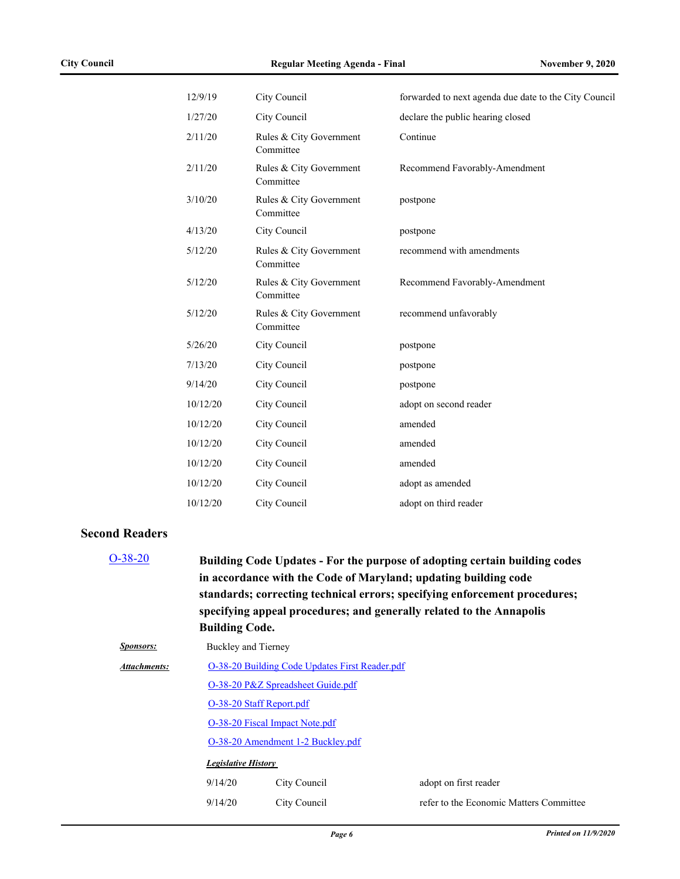| | | |
|---|---|---|
| 12/9/19 | City Council | forwarded to next agenda due date to the City Council |
| 1/27/20 | City Council | declare the public hearing closed |
| 2/11/20 | Rules & City Government Committee | Continue |
| 2/11/20 | Rules & City Government Committee | Recommend Favorably-Amendment |
| 3/10/20 | Rules & City Government Committee | postpone |
| 4/13/20 | City Council | postpone |
| 5/12/20 | Rules & City Government Committee | recommend with amendments |
| 5/12/20 | Rules & City Government Committee | Recommend Favorably-Amendment |
| 5/12/20 | Rules & City Government Committee | recommend unfavorably |
| 5/26/20 | City Council | postpone |
| 7/13/20 | City Council | postpone |
| 9/14/20 | City Council | postpone |
| 10/12/20 | City Council | adopt on second reader |
| 10/12/20 | City Council | amended |
| 10/12/20 | City Council | amended |
| 10/12/20 | City Council | amended |
| 10/12/20 | City Council | adopt as amended |
| 10/12/20 | City Council | adopt on third reader |

## Second Readers

O-38-20 **Building Code Updates - For the purpose of adopting certain building codes in accordance with the Code of Maryland; updating building code standards; correcting technical errors; specifying enforcement procedures; specifying appeal procedures; and generally related to the Annapolis Building Code.**

***Sponsors:*** Buckley and Tierney

***Attachments:***
O-38-20 Building Code Updates First Reader.pdf
O-38-20 P&Z Spreadsheet Guide.pdf
O-38-20 Staff Report.pdf
O-38-20 Fiscal Impact Note.pdf
O-38-20 Amendment 1-2 Buckley.pdf

***Legislative History***

| | | |
|---|---|---|
| 9/14/20 | City Council | adopt on first reader |
| 9/14/20 | City Council | refer to the Economic Matters Committee |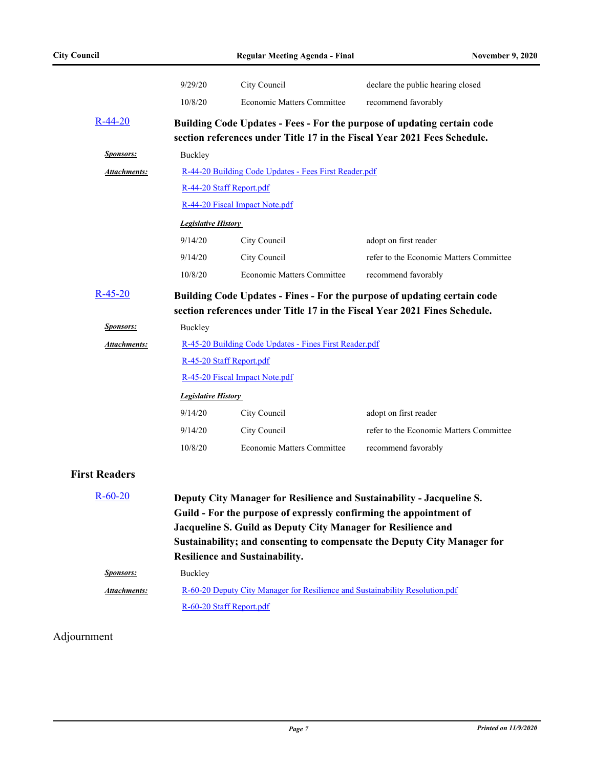| | | |
|---|---|---|
| 9/29/20 | City Council | declare the public hearing closed |
| 10/8/20 | Economic Matters Committee | recommend favorably |

**R-44-20** **Building Code Updates - Fees - For the purpose of updating certain code section references under Title 17 in the Fiscal Year 2021 Fees Schedule.**

***Sponsors:*** Buckley

***Attachments:*** R-44-20 Building Code Updates - Fees First Reader.pdf
R-44-20 Staff Report.pdf
R-44-20 Fiscal Impact Note.pdf

***Legislative History***

| | | |
|---|---|---|
| 9/14/20 | City Council | adopt on first reader |
| 9/14/20 | City Council | refer to the Economic Matters Committee |
| 10/8/20 | Economic Matters Committee | recommend favorably |

**R-45-20** **Building Code Updates - Fines - For the purpose of updating certain code section references under Title 17 in the Fiscal Year 2021 Fines Schedule.**

***Sponsors:*** Buckley

***Attachments:*** R-45-20 Building Code Updates - Fines First Reader.pdf
R-45-20 Staff Report.pdf
R-45-20 Fiscal Impact Note.pdf

***Legislative History***

| | | |
|---|---|---|
| 9/14/20 | City Council | adopt on first reader |
| 9/14/20 | City Council | refer to the Economic Matters Committee |
| 10/8/20 | Economic Matters Committee | recommend favorably |

## First Readers

**R-60-20** **Deputy City Manager for Resilience and Sustainability - Jacqueline S. Guild - For the purpose of expressly confirming the appointment of Jacqueline S. Guild as Deputy City Manager for Resilience and Sustainability; and consenting to compensate the Deputy City Manager for Resilience and Sustainability.**

***Sponsors:*** Buckley

***Attachments:*** R-60-20 Deputy City Manager for Resilience and Sustainability Resolution.pdf
R-60-20 Staff Report.pdf

## Adjournment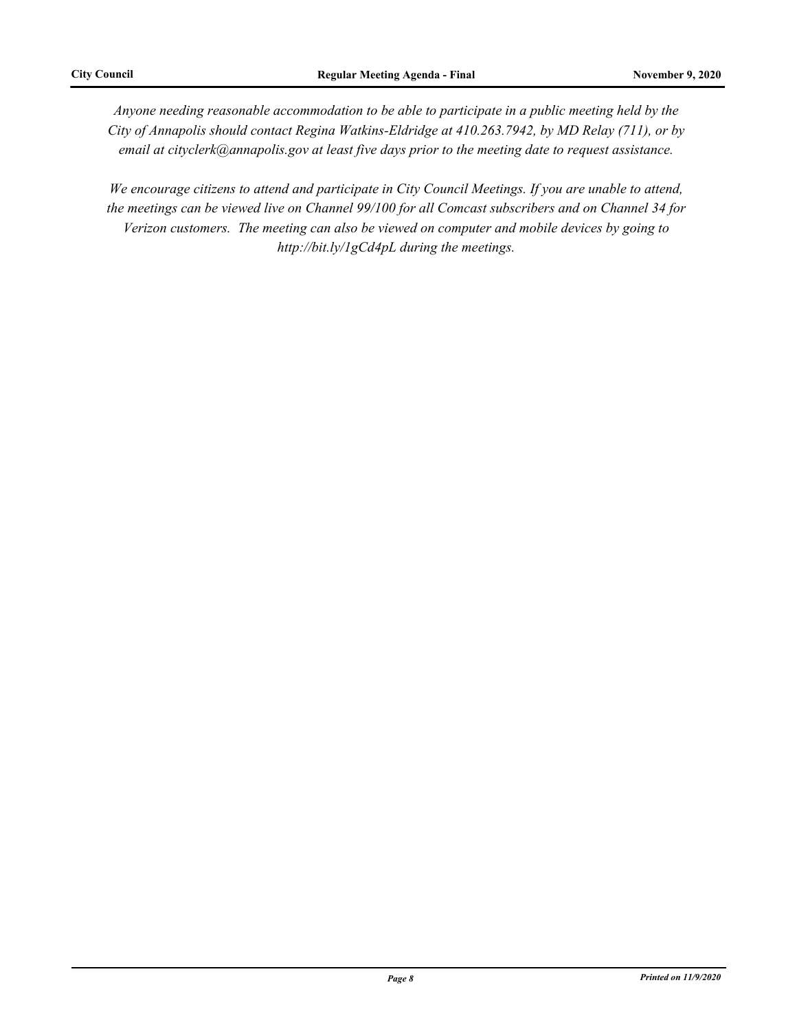*Anyone needing reasonable accommodation to be able to participate in a public meeting held by the City of Annapolis should contact Regina Watkins-Eldridge at 410.263.7942, by MD Relay (711), or by email at cityclerk@annapolis.gov at least five days prior to the meeting date to request assistance.*

*We encourage citizens to attend and participate in City Council Meetings. If you are unable to attend, the meetings can be viewed live on Channel 99/100 for all Comcast subscribers and on Channel 34 for Verizon customers. The meeting can also be viewed on computer and mobile devices by going to http://bit.ly/1gCd4pL during the meetings.*